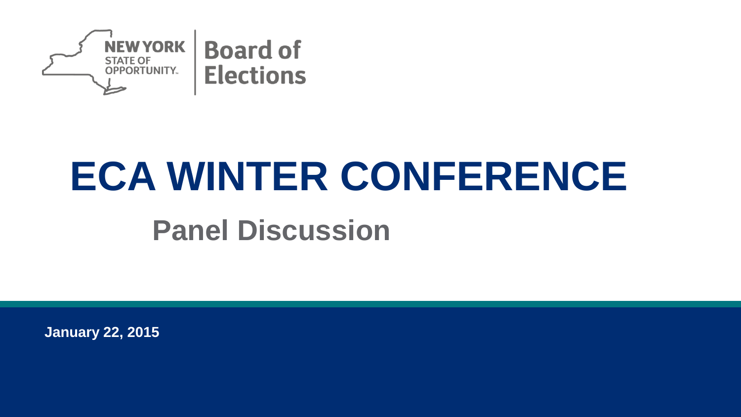NEW YORK STATE OF OPPORTUNITY | Board of Elections

# ECA WINTER CONFERENCE

## Panel Discussion

**January 22, 2015**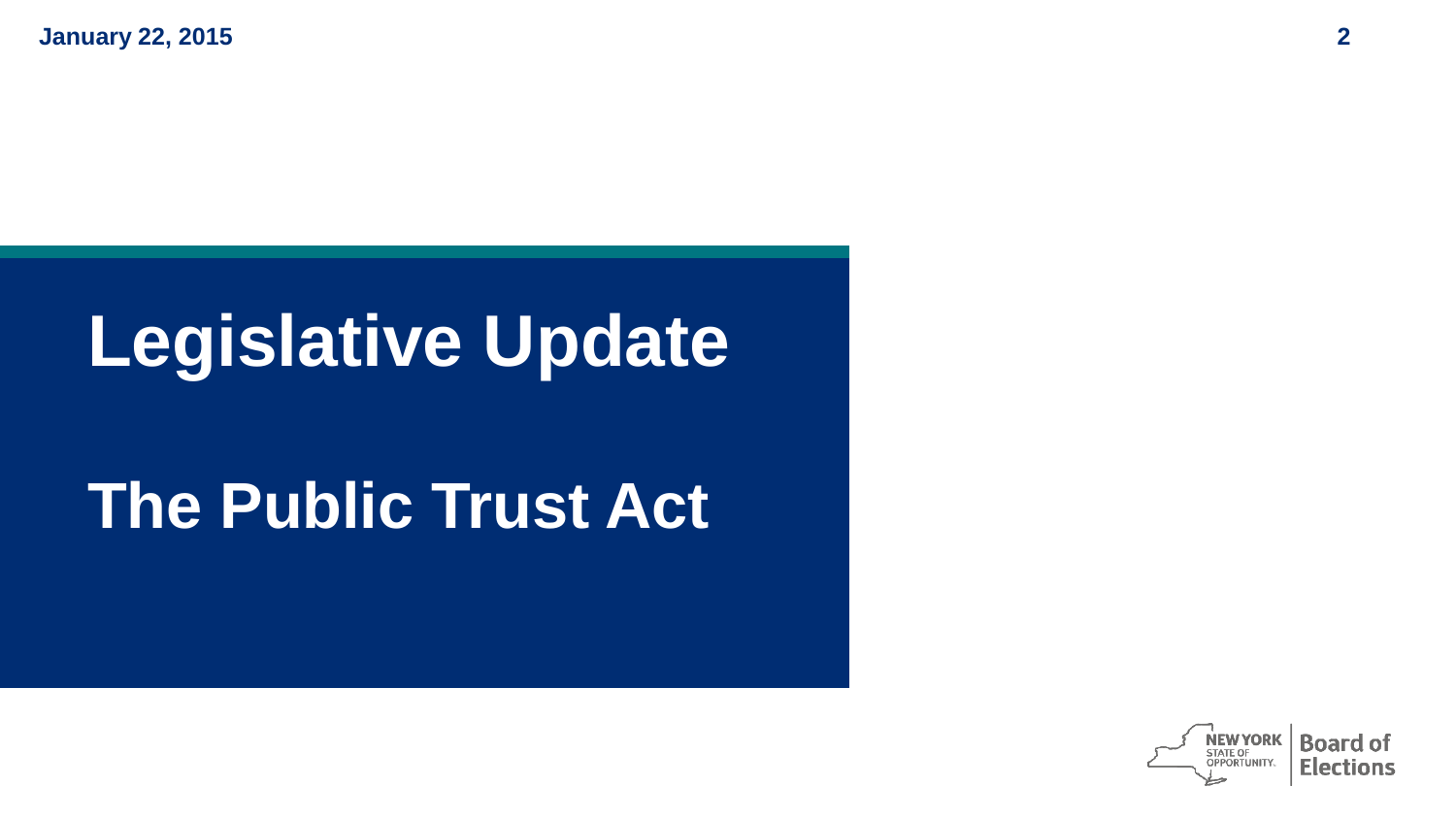# Legislative Update

# The Public Trust Act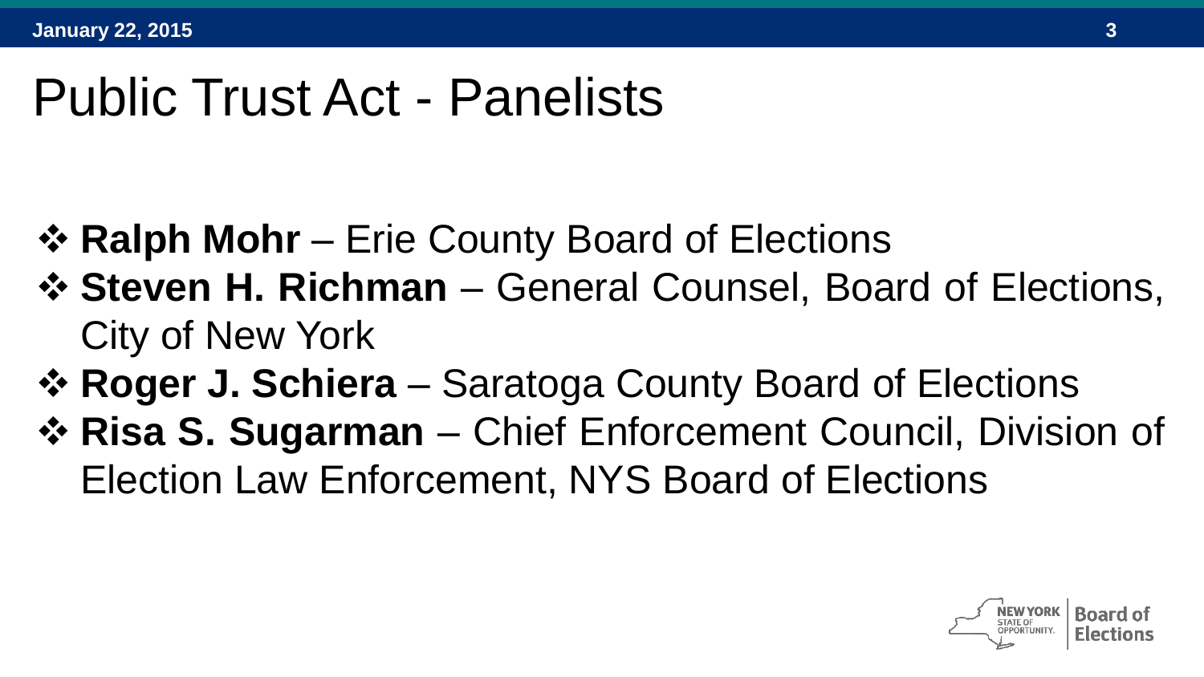# Public Trust Act - Panelists

- **Ralph Mohr** – Erie County Board of Elections
- **Steven H. Richman** – General Counsel, Board of Elections, City of New York
- **Roger J. Schiera** – Saratoga County Board of Elections
- **Risa S. Sugarman** – Chief Enforcement Council, Division of Election Law Enforcement, NYS Board of Elections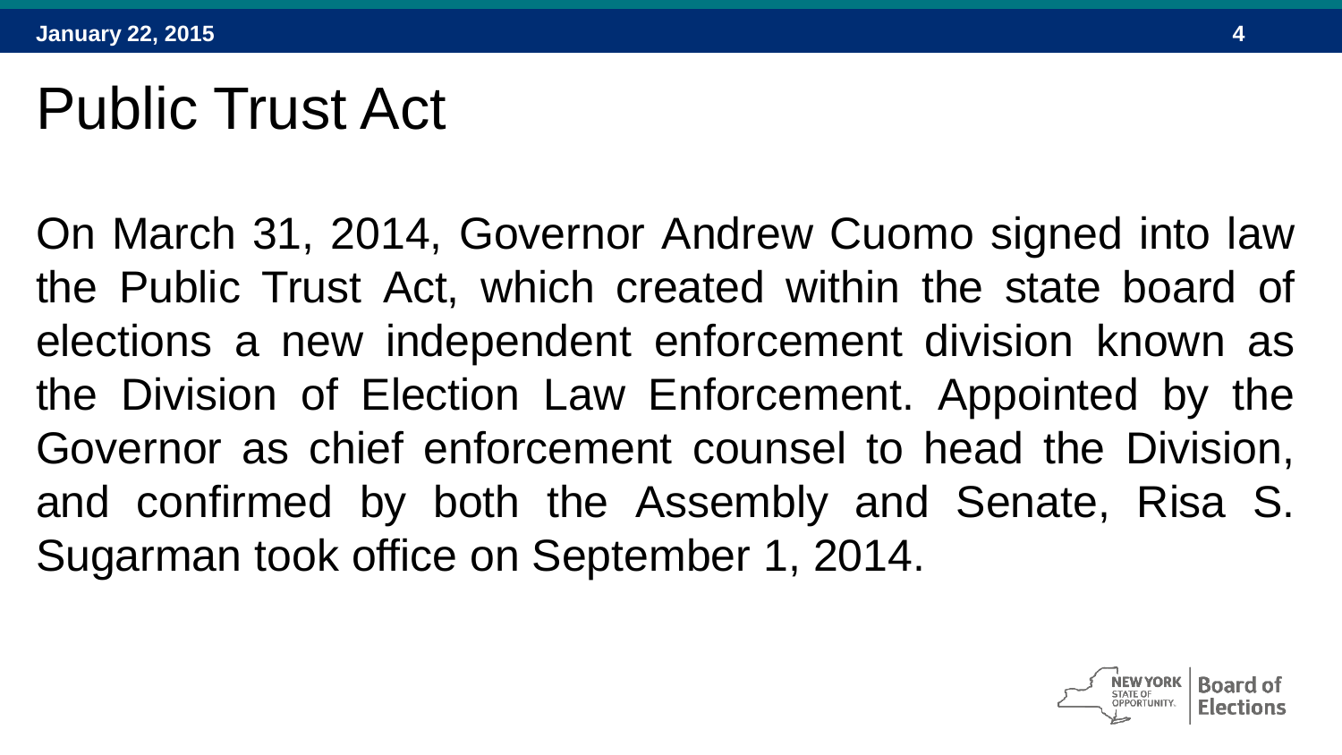# Public Trust Act

On March 31, 2014, Governor Andrew Cuomo signed into law the Public Trust Act, which created within the state board of elections a new independent enforcement division known as the Division of Election Law Enforcement. Appointed by the Governor as chief enforcement counsel to head the Division, and confirmed by both the Assembly and Senate, Risa S. Sugarman took office on September 1, 2014.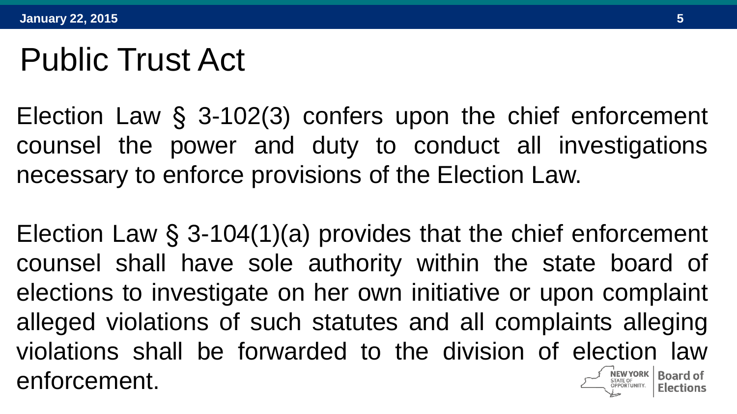# Public Trust Act

Election Law § 3-102(3) confers upon the chief enforcement counsel the power and duty to conduct all investigations necessary to enforce provisions of the Election Law.

Election Law § 3-104(1)(a) provides that the chief enforcement counsel shall have sole authority within the state board of elections to investigate on her own initiative or upon complaint alleged violations of such statutes and all complaints alleging violations shall be forwarded to the division of election law enforcement.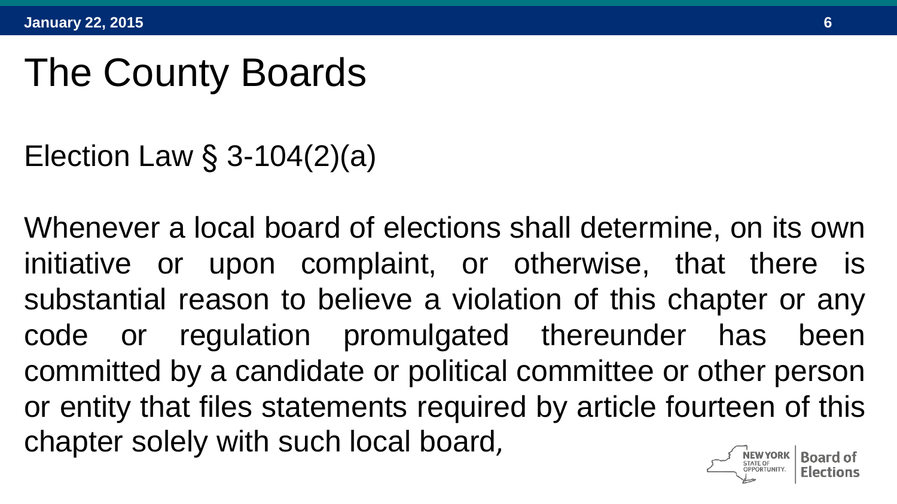# The County Boards

Election Law § 3-104(2)(a)

Whenever a local board of elections shall determine, on its own initiative or upon complaint, or otherwise, that there is substantial reason to believe a violation of this chapter or any code or regulation promulgated thereunder has been committed by a candidate or political committee or other person or entity that files statements required by article fourteen of this chapter solely with such local board,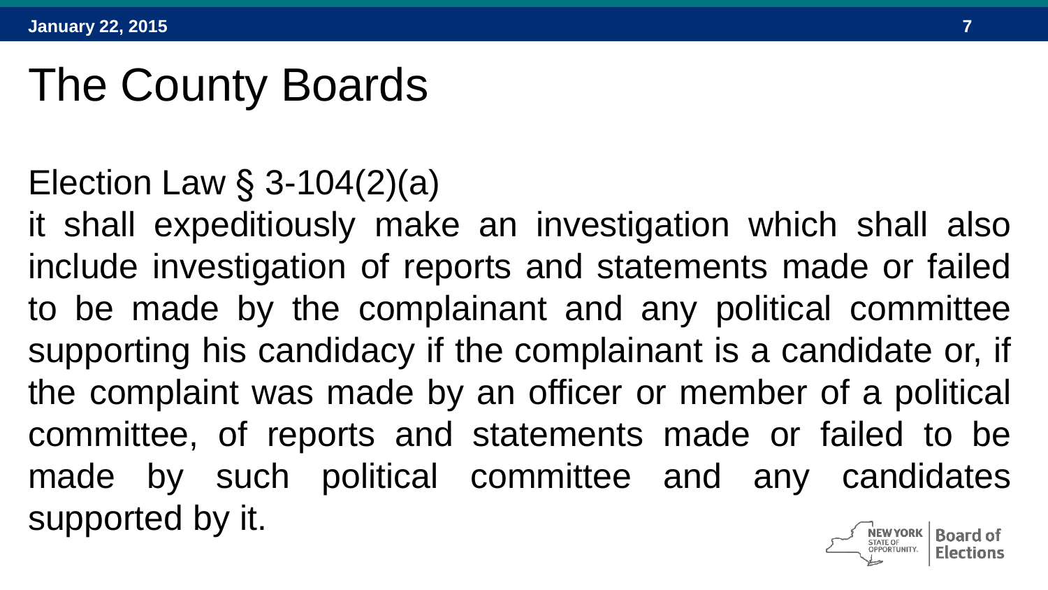# The County Boards

Election Law § 3-104(2)(a)

it shall expeditiously make an investigation which shall also include investigation of reports and statements made or failed to be made by the complainant and any political committee supporting his candidacy if the complainant is a candidate or, if the complaint was made by an officer or member of a political committee, of reports and statements made or failed to be made by such political committee and any candidates supported by it.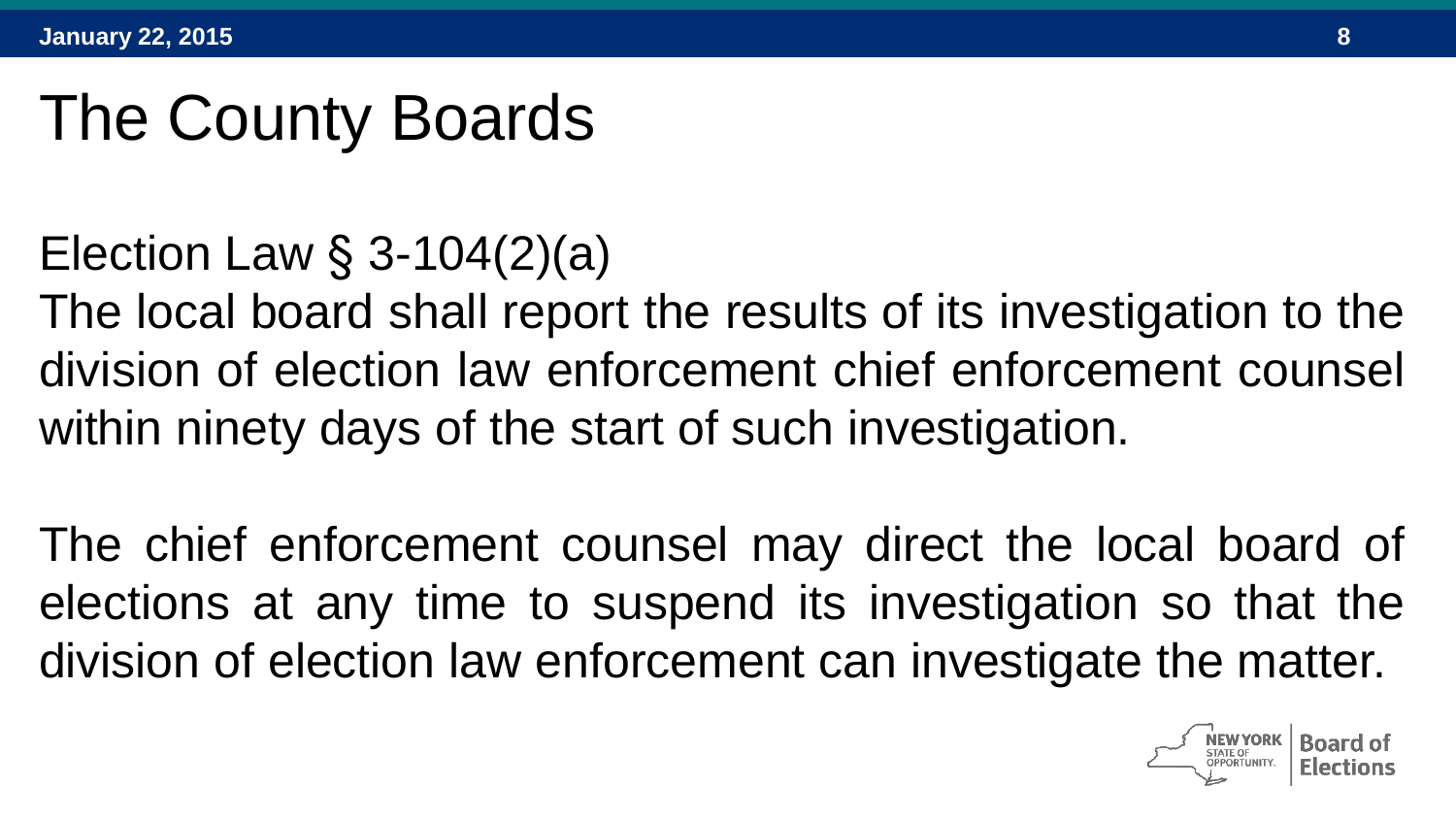# The County Boards

Election Law § 3-104(2)(a)
The local board shall report the results of its investigation to the division of election law enforcement chief enforcement counsel within ninety days of the start of such investigation.

The chief enforcement counsel may direct the local board of elections at any time to suspend its investigation so that the division of election law enforcement can investigate the matter.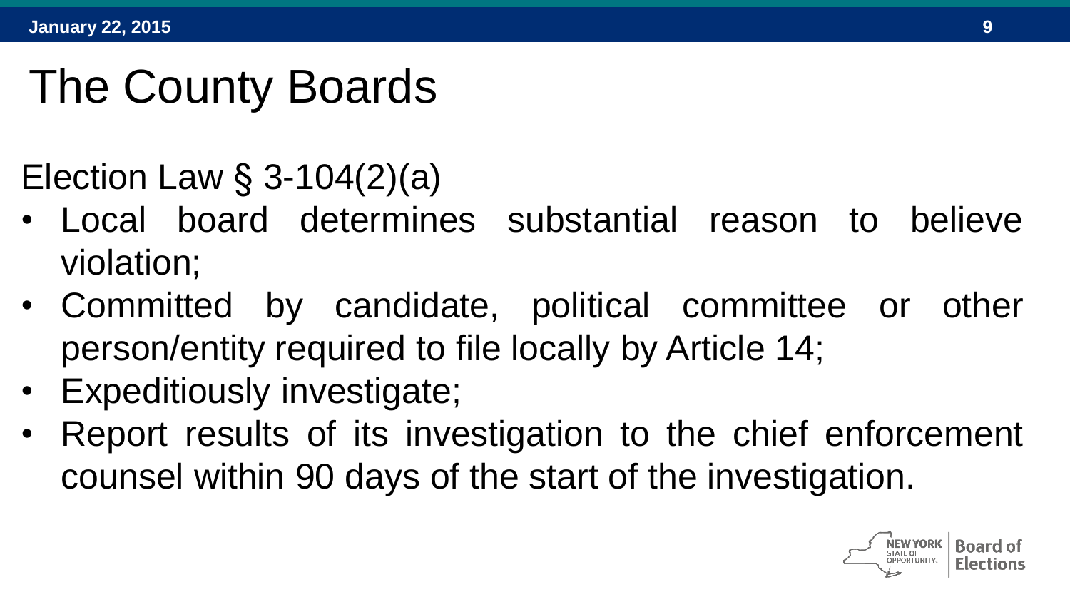# The County Boards

Election Law § 3-104(2)(a)

- Local board determines substantial reason to believe violation;
- Committed by candidate, political committee or other person/entity required to file locally by Article 14;
- Expeditiously investigate;
- Report results of its investigation to the chief enforcement counsel within 90 days of the start of the investigation.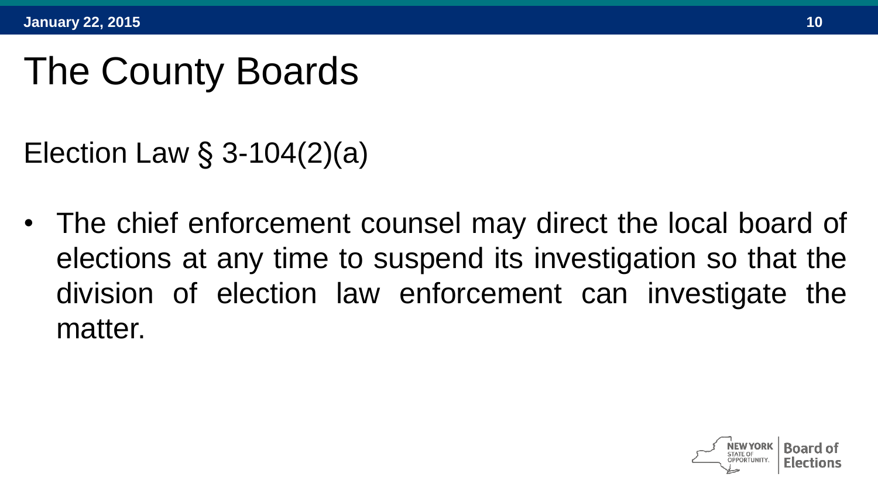# The County Boards

Election Law § 3-104(2)(a)

- The chief enforcement counsel may direct the local board of elections at any time to suspend its investigation so that the division of election law enforcement can investigate the matter.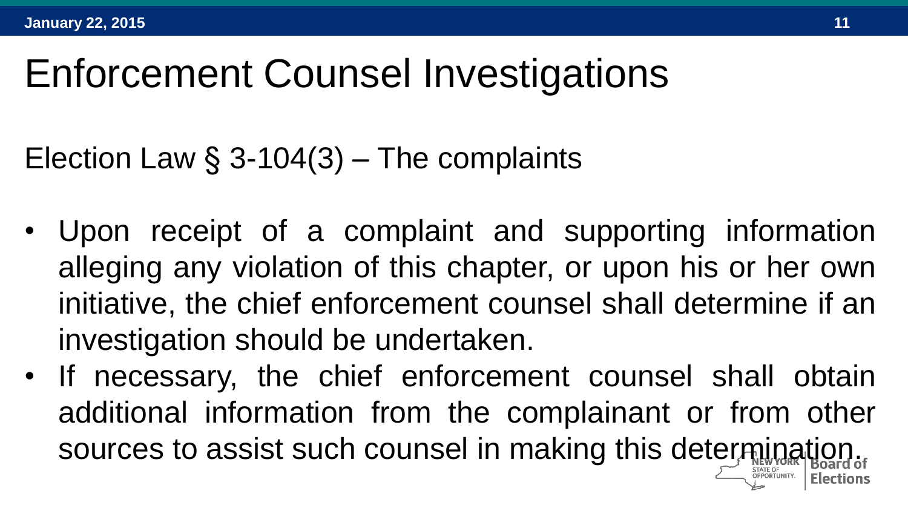# Enforcement Counsel Investigations

Election Law § 3-104(3) – The complaints

- Upon receipt of a complaint and supporting information alleging any violation of this chapter, or upon his or her own initiative, the chief enforcement counsel shall determine if an investigation should be undertaken.
- If necessary, the chief enforcement counsel shall obtain additional information from the complainant or from other sources to assist such counsel in making this determination.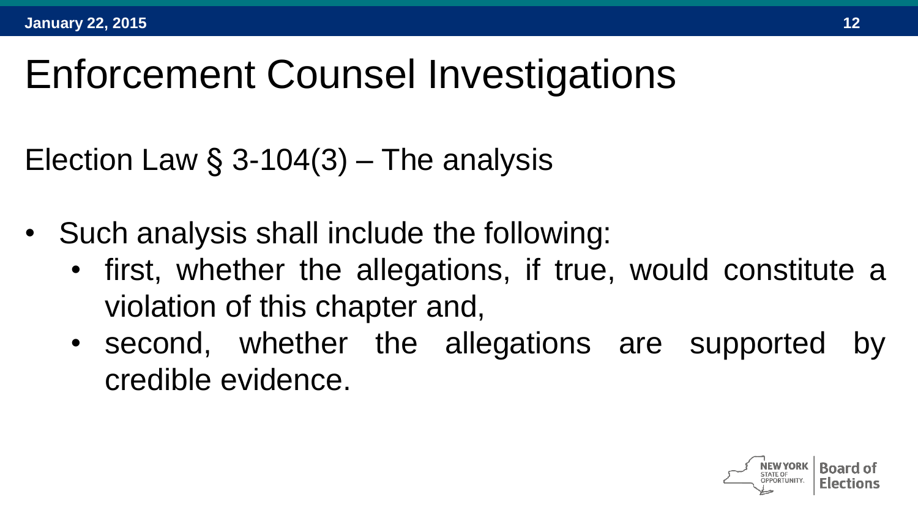# Enforcement Counsel Investigations

Election Law § 3-104(3) – The analysis

- Such analysis shall include the following:
  - first, whether the allegations, if true, would constitute a violation of this chapter and,
  - second, whether the allegations are supported by credible evidence.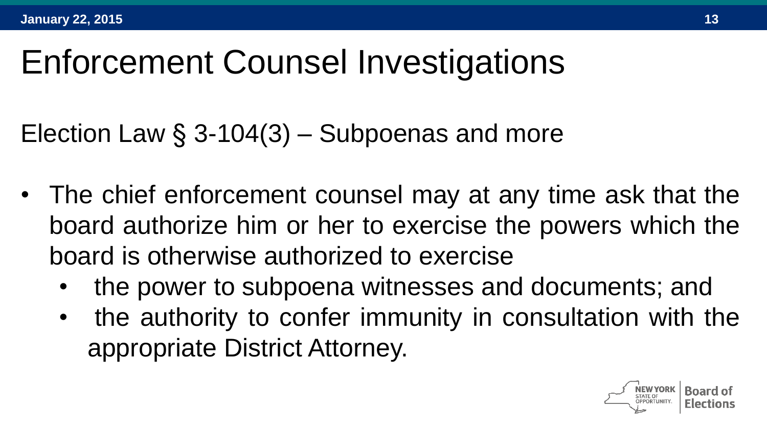# Enforcement Counsel Investigations

Election Law § 3-104(3) – Subpoenas and more

- The chief enforcement counsel may at any time ask that the board authorize him or her to exercise the powers which the board is otherwise authorized to exercise
  - the power to subpoena witnesses and documents; and
  - the authority to confer immunity in consultation with the appropriate District Attorney.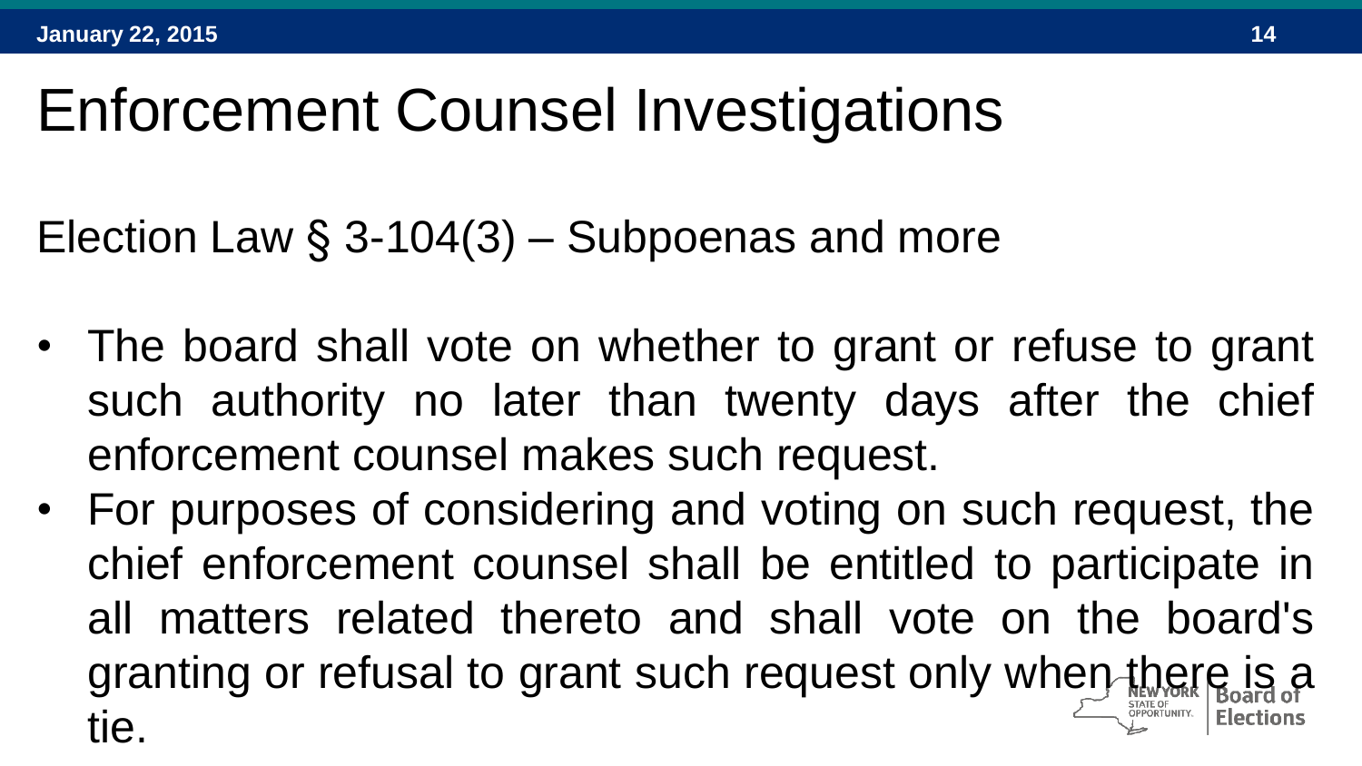# Enforcement Counsel Investigations

Election Law § 3-104(3) – Subpoenas and more

- The board shall vote on whether to grant or refuse to grant such authority no later than twenty days after the chief enforcement counsel makes such request.
- For purposes of considering and voting on such request, the chief enforcement counsel shall be entitled to participate in all matters related thereto and shall vote on the board's granting or refusal to grant such request only when there is a tie.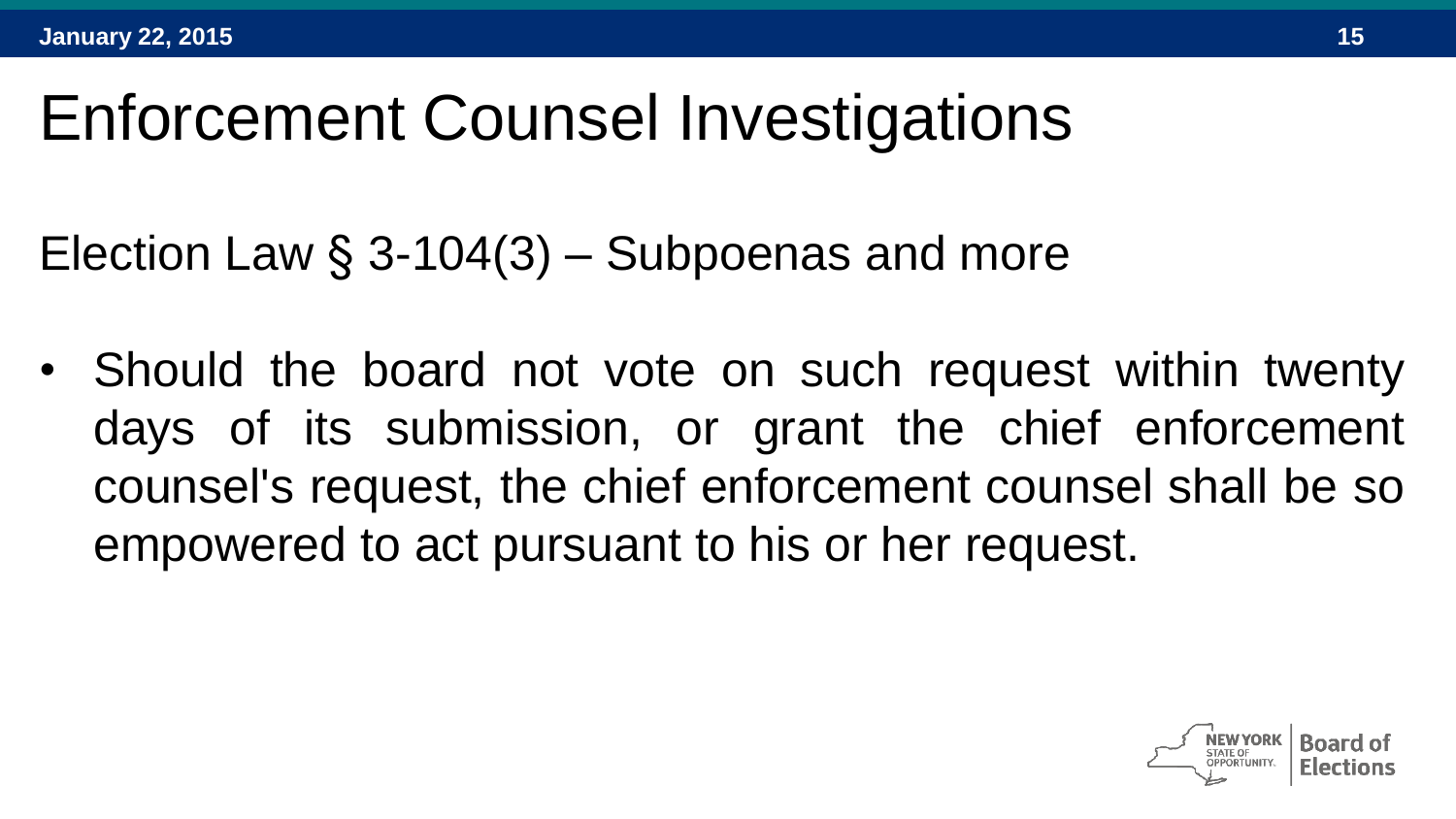# Enforcement Counsel Investigations

Election Law § 3-104(3) – Subpoenas and more

- Should the board not vote on such request within twenty days of its submission, or grant the chief enforcement counsel's request, the chief enforcement counsel shall be so empowered to act pursuant to his or her request.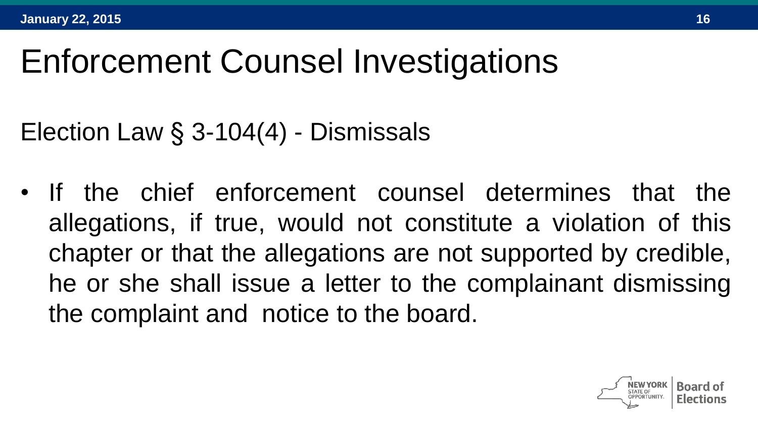# Enforcement Counsel Investigations

## Election Law § 3-104(4) - Dismissals

- If the chief enforcement counsel determines that the allegations, if true, would not constitute a violation of this chapter or that the allegations are not supported by credible, he or she shall issue a letter to the complainant dismissing the complaint and notice to the board.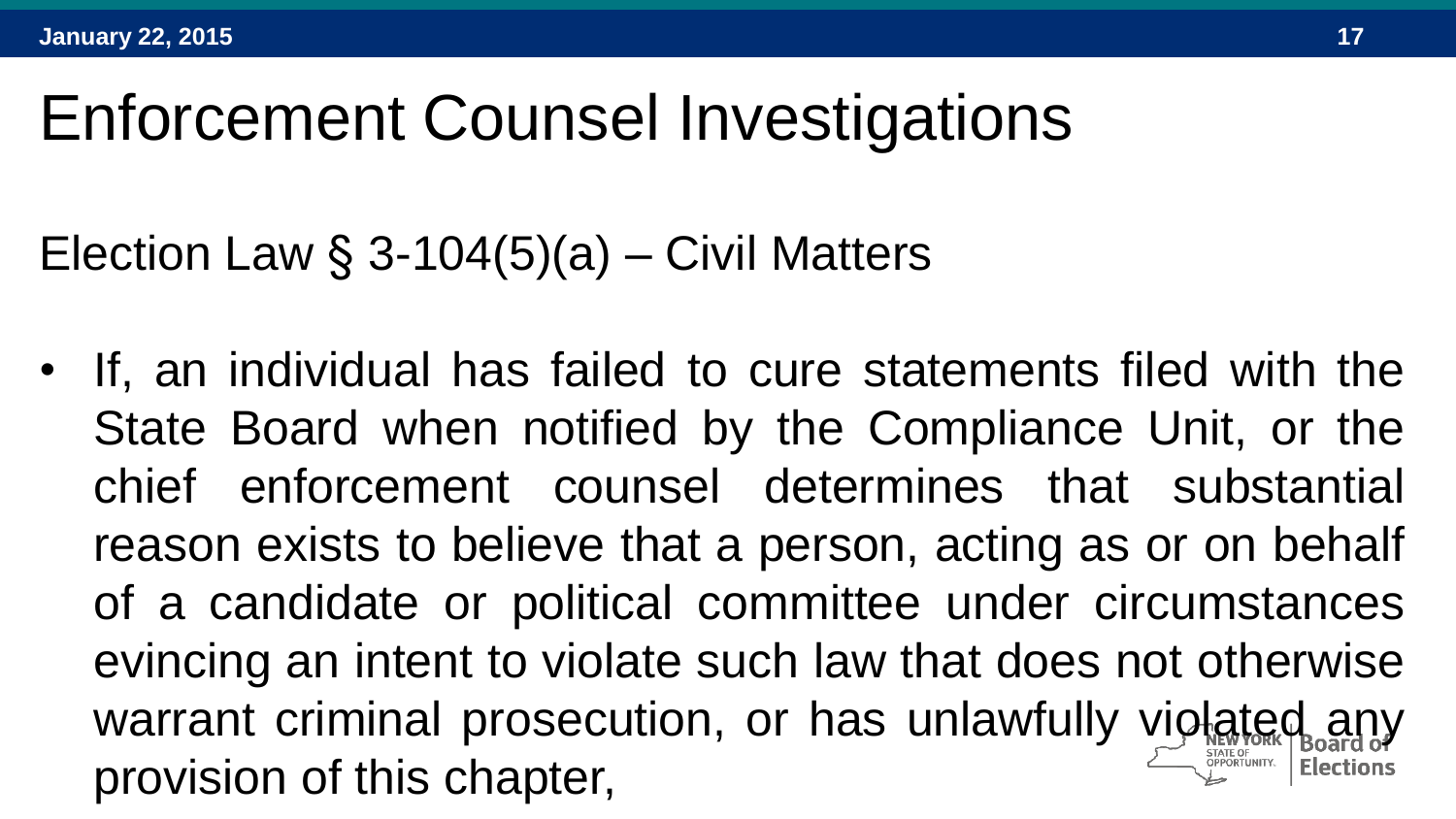# Enforcement Counsel Investigations

Election Law § 3-104(5)(a) – Civil Matters

- If, an individual has failed to cure statements filed with the State Board when notified by the Compliance Unit, or the chief enforcement counsel determines that substantial reason exists to believe that a person, acting as or on behalf of a candidate or political committee under circumstances evincing an intent to violate such law that does not otherwise warrant criminal prosecution, or has unlawfully violated any provision of this chapter,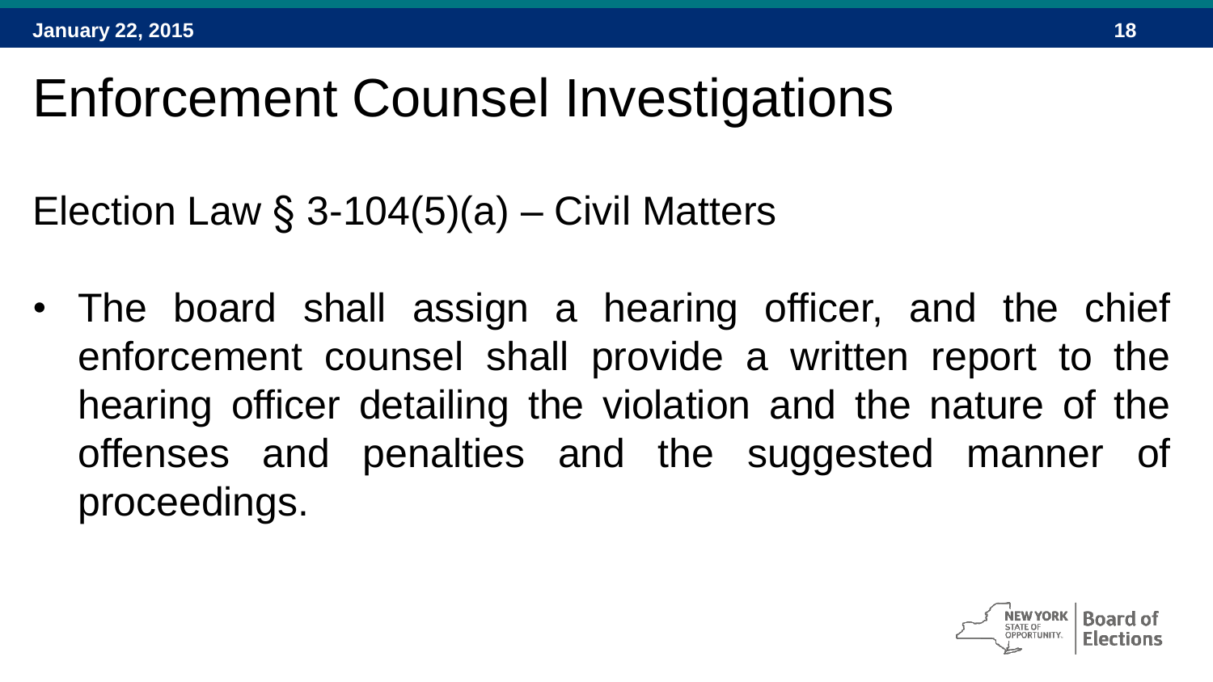# Enforcement Counsel Investigations

Election Law § 3-104(5)(a) – Civil Matters

- The board shall assign a hearing officer, and the chief enforcement counsel shall provide a written report to the hearing officer detailing the violation and the nature of the offenses and penalties and the suggested manner of proceedings.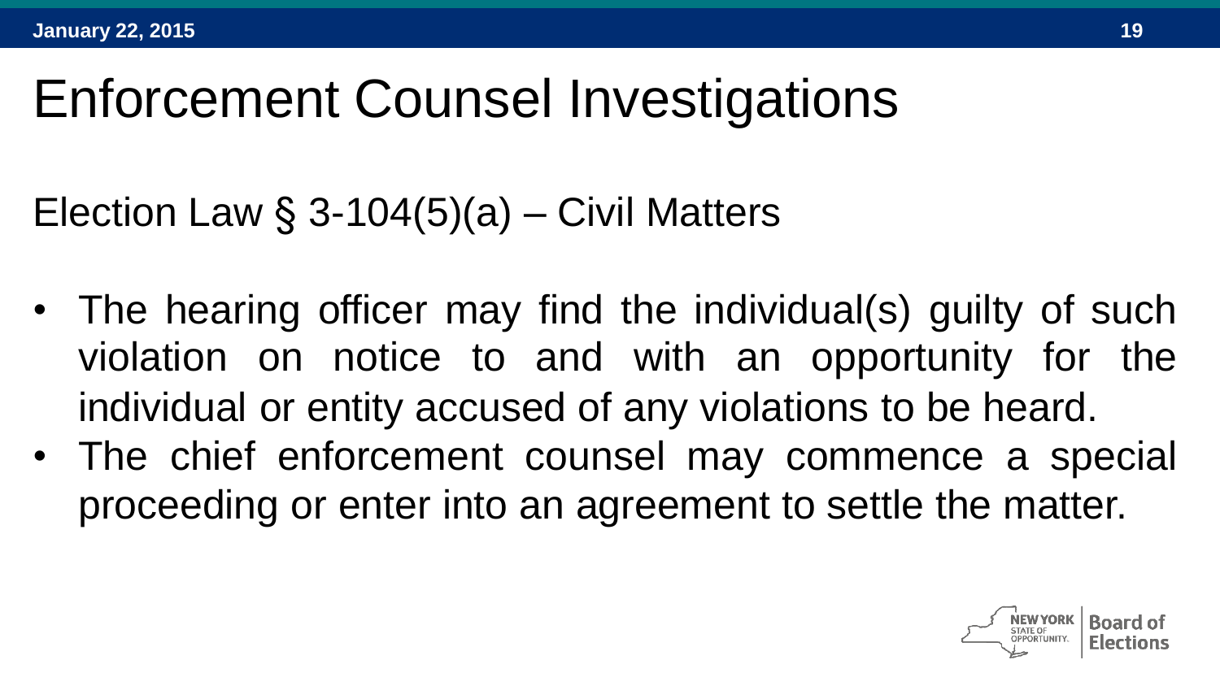# Enforcement Counsel Investigations

Election Law § 3-104(5)(a) – Civil Matters

- The hearing officer may find the individual(s) guilty of such violation on notice to and with an opportunity for the individual or entity accused of any violations to be heard.
- The chief enforcement counsel may commence a special proceeding or enter into an agreement to settle the matter.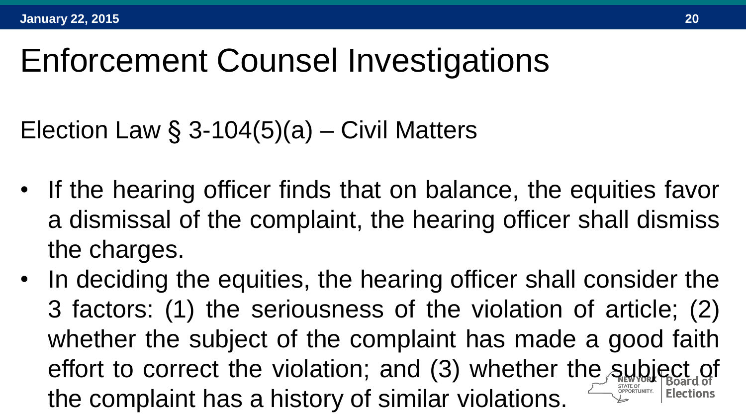# Enforcement Counsel Investigations

Election Law § 3-104(5)(a) – Civil Matters

- If the hearing officer finds that on balance, the equities favor a dismissal of the complaint, the hearing officer shall dismiss the charges.
- In deciding the equities, the hearing officer shall consider the 3 factors: (1) the seriousness of the violation of article; (2) whether the subject of the complaint has made a good faith effort to correct the violation; and (3) whether the subject of the complaint has a history of similar violations.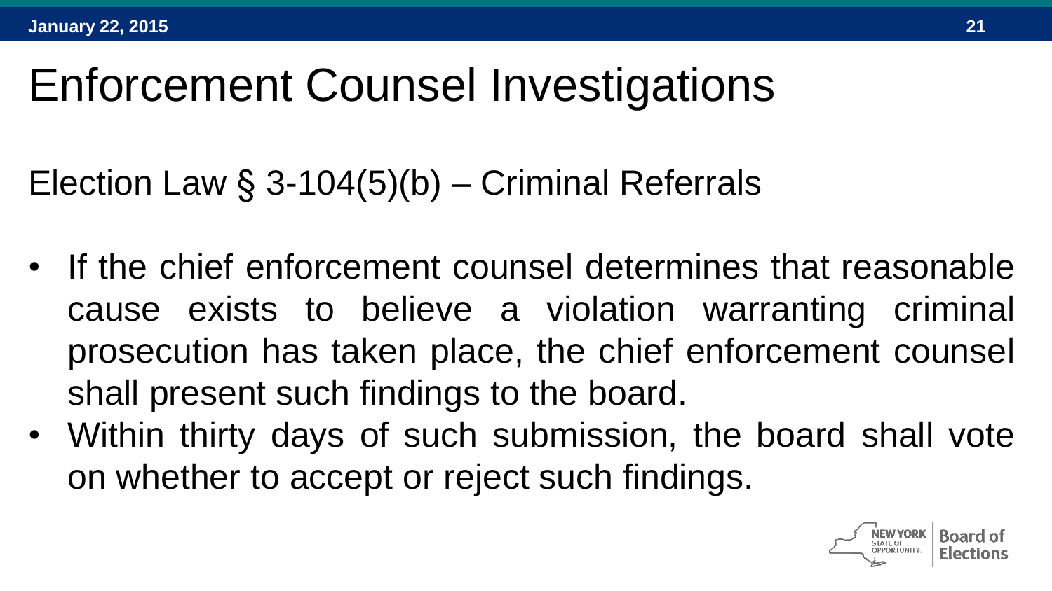# Enforcement Counsel Investigations

Election Law § 3-104(5)(b) – Criminal Referrals

- If the chief enforcement counsel determines that reasonable cause exists to believe a violation warranting criminal prosecution has taken place, the chief enforcement counsel shall present such findings to the board.
- Within thirty days of such submission, the board shall vote on whether to accept or reject such findings.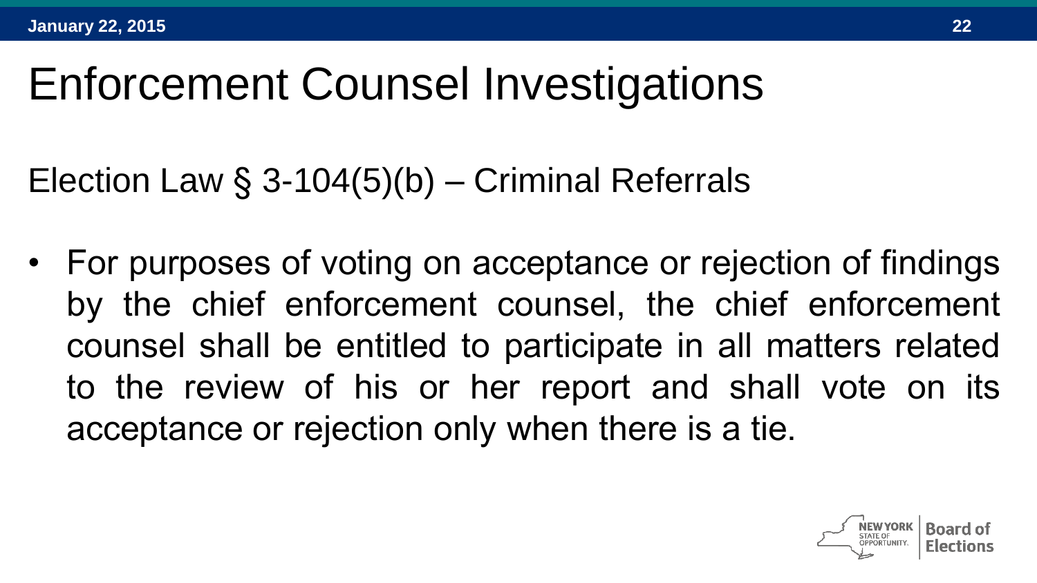# Enforcement Counsel Investigations

Election Law § 3-104(5)(b) – Criminal Referrals

- For purposes of voting on acceptance or rejection of findings by the chief enforcement counsel, the chief enforcement counsel shall be entitled to participate in all matters related to the review of his or her report and shall vote on its acceptance or rejection only when there is a tie.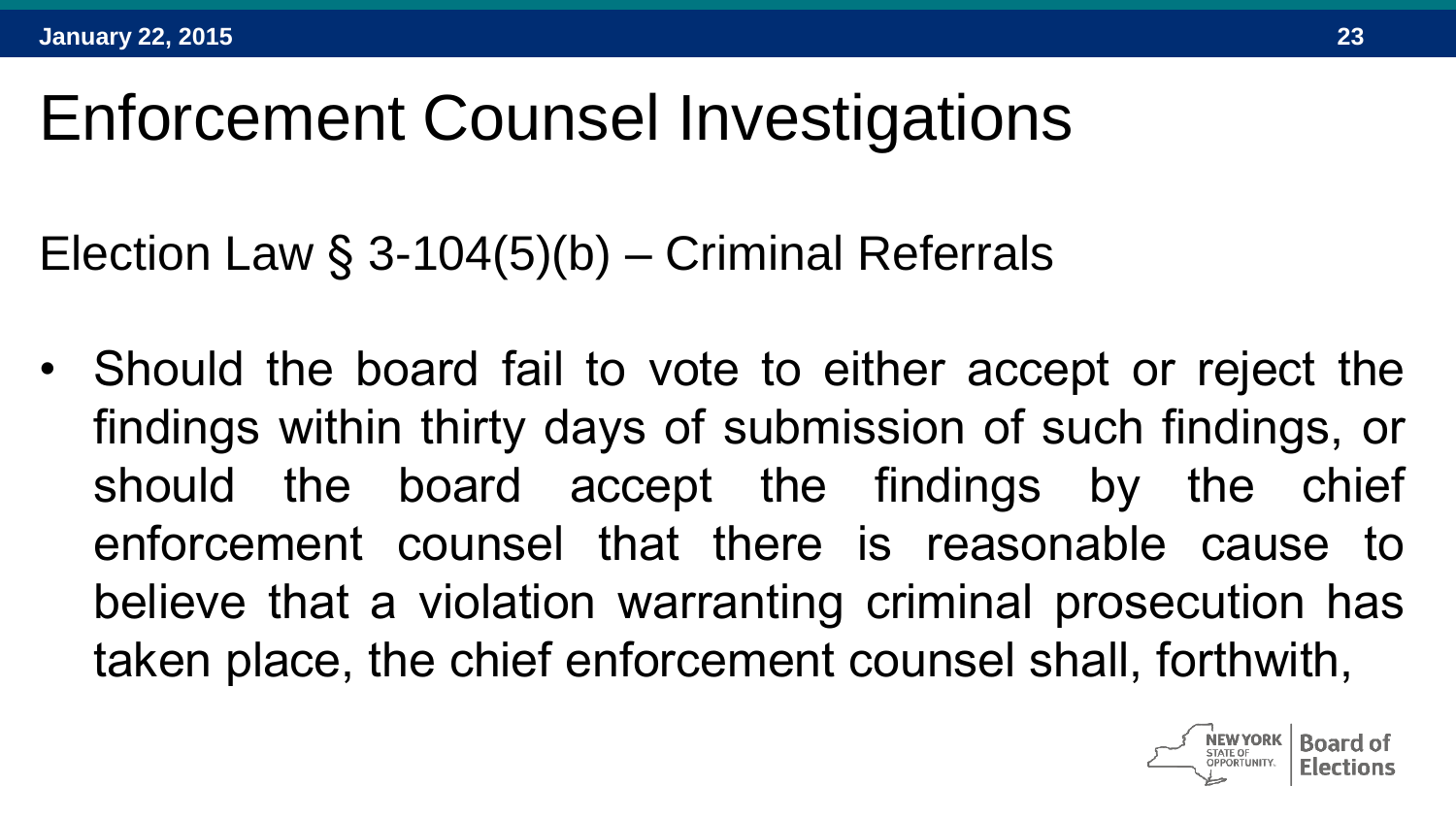# Enforcement Counsel Investigations

Election Law § 3-104(5)(b) – Criminal Referrals

- Should the board fail to vote to either accept or reject the findings within thirty days of submission of such findings, or should the board accept the findings by the chief enforcement counsel that there is reasonable cause to believe that a violation warranting criminal prosecution has taken place, the chief enforcement counsel shall, forthwith,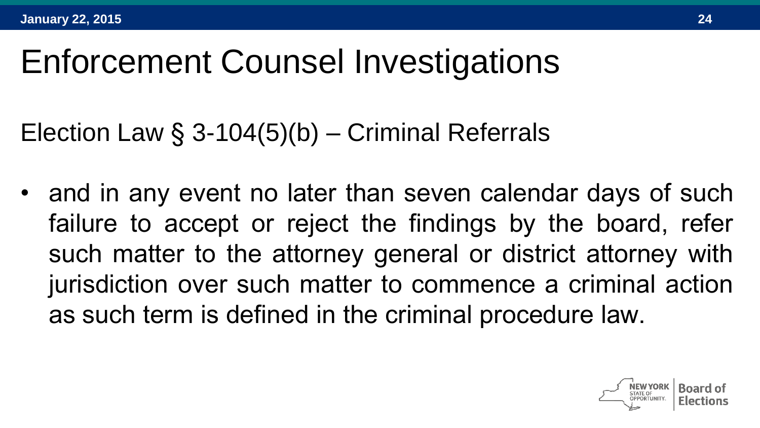# Enforcement Counsel Investigations

Election Law § 3-104(5)(b) – Criminal Referrals

- and in any event no later than seven calendar days of such failure to accept or reject the findings by the board, refer such matter to the attorney general or district attorney with jurisdiction over such matter to commence a criminal action as such term is defined in the criminal procedure law.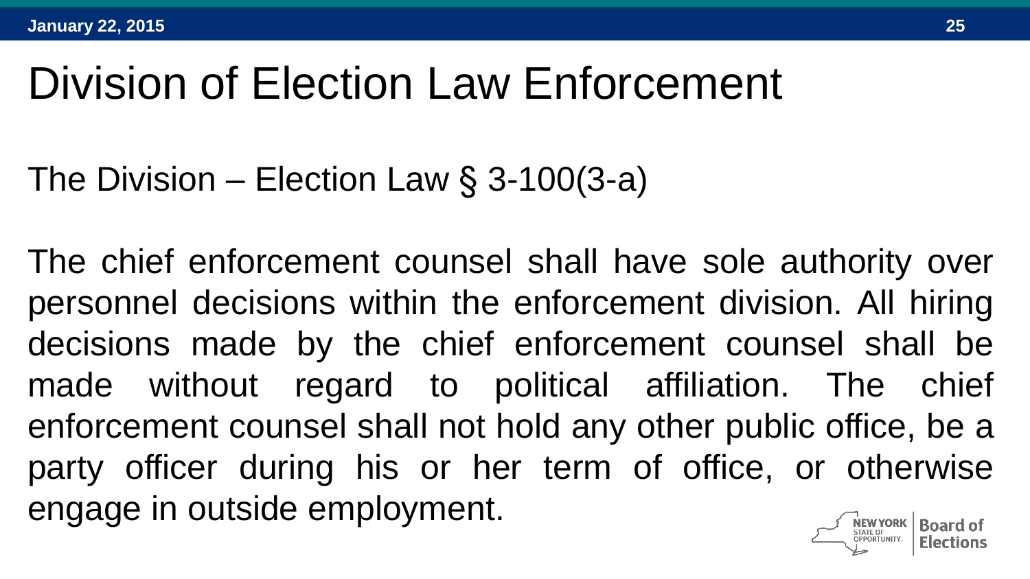# Division of Election Law Enforcement

The Division – Election Law § 3-100(3-a)

The chief enforcement counsel shall have sole authority over personnel decisions within the enforcement division. All hiring decisions made by the chief enforcement counsel shall be made without regard to political affiliation. The chief enforcement counsel shall not hold any other public office, be a party officer during his or her term of office, or otherwise engage in outside employment.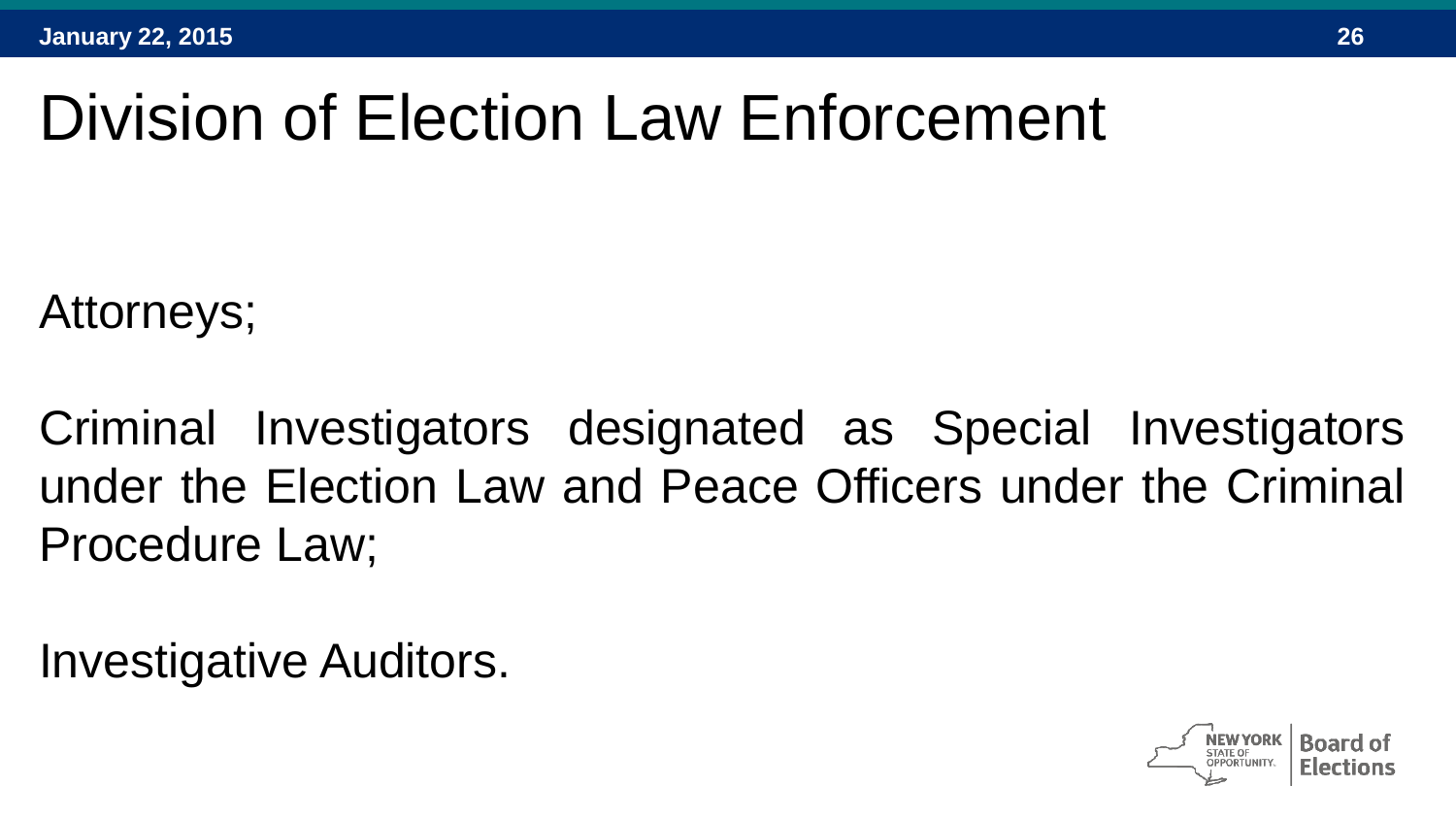# Division of Election Law Enforcement

Attorneys;

Criminal Investigators designated as Special Investigators under the Election Law and Peace Officers under the Criminal Procedure Law;

Investigative Auditors.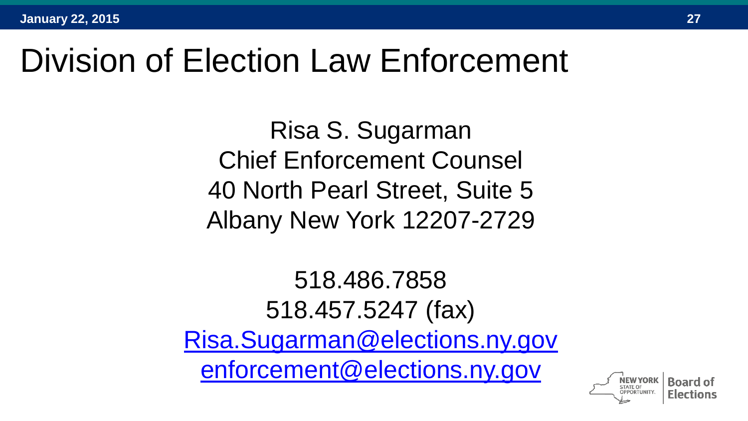# Division of Election Law Enforcement

Risa S. Sugarman
Chief Enforcement Counsel
40 North Pearl Street, Suite 5
Albany New York 12207-2729

518.486.7858
518.457.5247 (fax)
Risa.Sugarman@elections.ny.gov
enforcement@elections.ny.gov